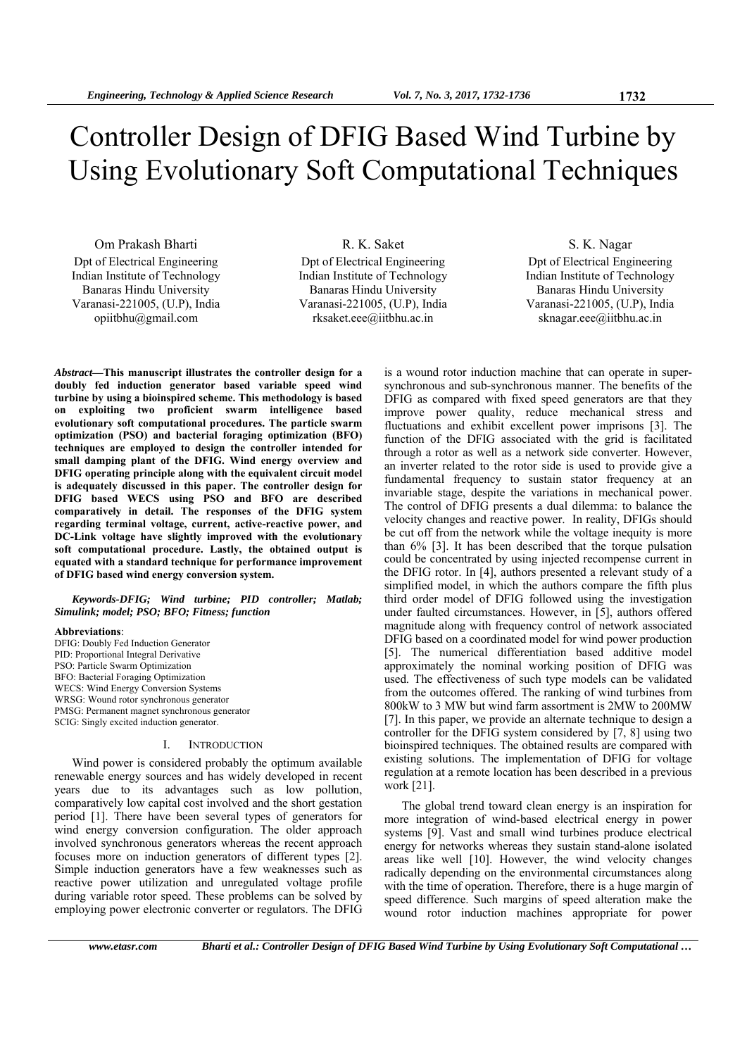# Controller Design of DFIG Based Wind Turbine by Using Evolutionary Soft Computational Techniques

Om Prakash Bharti
Dpt of Electrical Engineering
Indian Institute of Technology
Banaras Hindu University
Varanasi-221005, (U.P), India
opiitbhu@gmail.com

R. K. Saket
Dpt of Electrical Engineering
Indian Institute of Technology
Banaras Hindu University
Varanasi-221005, (U.P), India
rksaket.eee@iitbhu.ac.in

S. K. Nagar
Dpt of Electrical Engineering
Indian Institute of Technology
Banaras Hindu University
Varanasi-221005, (U.P), India
sknagar.eee@iitbhu.ac.in

***Abstract*—This manuscript illustrates the controller design for a doubly fed induction generator based variable speed wind turbine by using a bioinspired scheme. This methodology is based on exploiting two proficient swarm intelligence based evolutionary soft computational procedures. The particle swarm optimization (PSO) and bacterial foraging optimization (BFO) techniques are employed to design the controller intended for small damping plant of the DFIG. Wind energy overview and DFIG operating principle along with the equivalent circuit model is adequately discussed in this paper. The controller design for DFIG based WECS using PSO and BFO are described comparatively in detail. The responses of the DFIG system regarding terminal voltage, current, active-reactive power, and DC-Link voltage have slightly improved with the evolutionary soft computational procedure. Lastly, the obtained output is equated with a standard technique for performance improvement of DFIG based wind energy conversion system.**

***Keywords-DFIG; Wind turbine; PID controller; Matlab; Simulink; model; PSO; BFO; Fitness; function***

**Abbreviations**:
DFIG: Doubly Fed Induction Generator
PID: Proportional Integral Derivative
PSO: Particle Swarm Optimization
BFO: Bacterial Foraging Optimization
WECS: Wind Energy Conversion Systems
WRSG: Wound rotor synchronous generator
PMSG: Permanent magnet synchronous generator
SCIG: Singly excited induction generator.

## I. INTRODUCTION

Wind power is considered probably the optimum available renewable energy sources and has widely developed in recent years due to its advantages such as low pollution, comparatively low capital cost involved and the short gestation period [1]. There have been several types of generators for wind energy conversion configuration. The older approach involved synchronous generators whereas the recent approach focuses more on induction generators of different types [2]. Simple induction generators have a few weaknesses such as reactive power utilization and unregulated voltage profile during variable rotor speed. These problems can be solved by employing power electronic converter or regulators. The DFIG is a wound rotor induction machine that can operate in super-synchronous and sub-synchronous manner. The benefits of the DFIG as compared with fixed speed generators are that they improve power quality, reduce mechanical stress and fluctuations and exhibit excellent power imprisons [3]. The function of the DFIG associated with the grid is facilitated through a rotor as well as a network side converter. However, an inverter related to the rotor side is used to provide give a fundamental frequency to sustain stator frequency at an invariable stage, despite the variations in mechanical power. The control of DFIG presents a dual dilemma: to balance the velocity changes and reactive power. In reality, DFIGs should be cut off from the network while the voltage inequity is more than 6% [3]. It has been described that the torque pulsation could be concentrated by using injected recompense current in the DFIG rotor. In [4], authors presented a relevant study of a simplified model, in which the authors compare the fifth plus third order model of DFIG followed using the investigation under faulted circumstances. However, in [5], authors offered magnitude along with frequency control of network associated DFIG based on a coordinated model for wind power production [5]. The numerical differentiation based additive model approximately the nominal working position of DFIG was used. The effectiveness of such type models can be validated from the outcomes offered. The ranking of wind turbines from 800kW to 3 MW but wind farm assortment is 2MW to 200MW [7]. In this paper, we provide an alternate technique to design a controller for the DFIG system considered by [7, 8] using two bioinspired techniques. The obtained results are compared with existing solutions. The implementation of DFIG for voltage regulation at a remote location has been described in a previous work [21].

The global trend toward clean energy is an inspiration for more integration of wind-based electrical energy in power systems [9]. Vast and small wind turbines produce electrical energy for networks whereas they sustain stand-alone isolated areas like well [10]. However, the wind velocity changes radically depending on the environmental circumstances along with the time of operation. Therefore, there is a huge margin of speed difference. Such margins of speed alteration make the wound rotor induction machines appropriate for power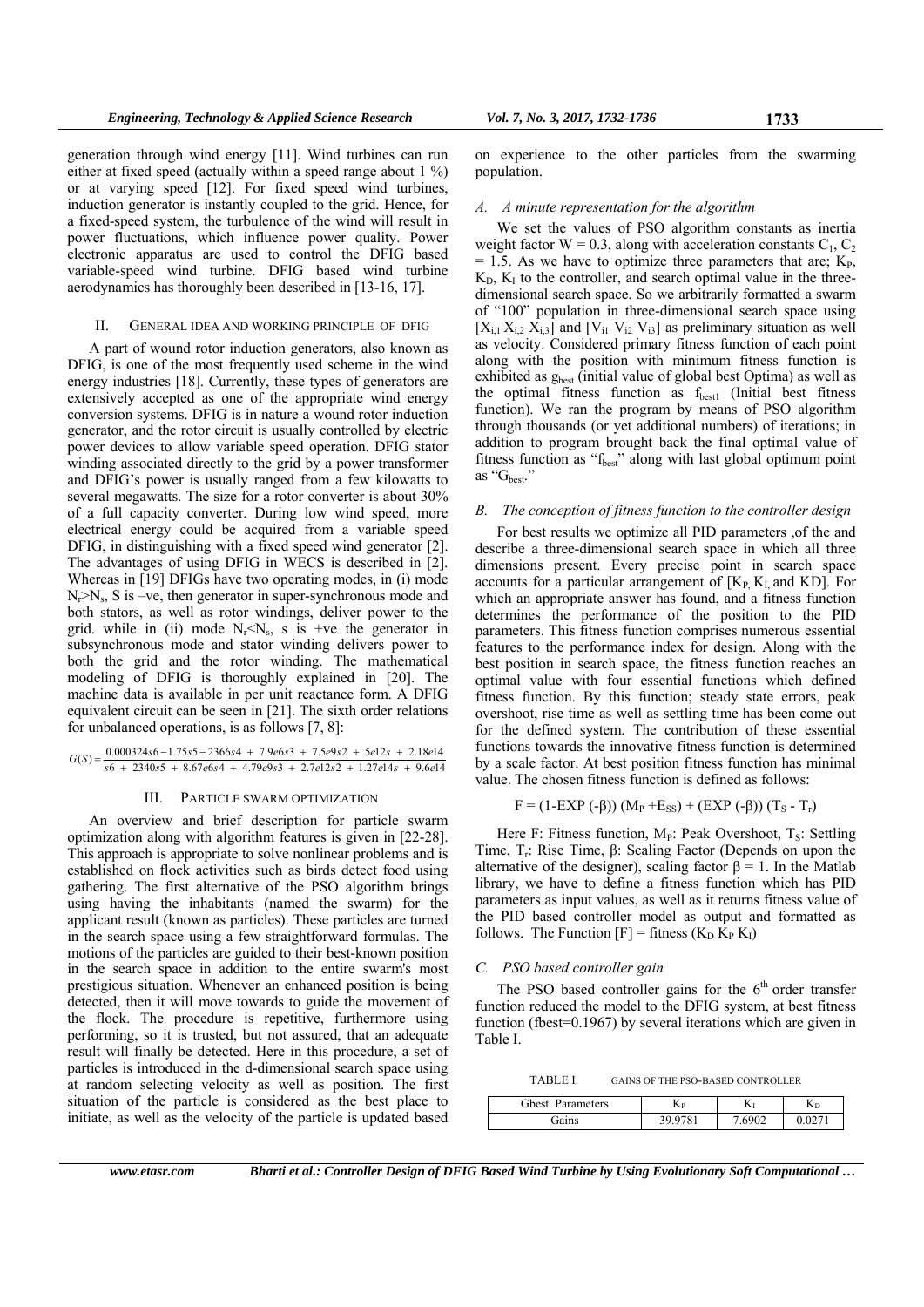generation through wind energy [11]. Wind turbines can run either at fixed speed (actually within a speed range about 1 %) or at varying speed [12]. For fixed speed wind turbines, induction generator is instantly coupled to the grid. Hence, for a fixed-speed system, the turbulence of the wind will result in power fluctuations, which influence power quality. Power electronic apparatus are used to control the DFIG based variable-speed wind turbine. DFIG based wind turbine aerodynamics has thoroughly been described in [13-16, 17].

## II. General Idea and Working Principle of DFIG

A part of wound rotor induction generators, also known as DFIG, is one of the most frequently used scheme in the wind energy industries [18]. Currently, these types of generators are extensively accepted as one of the appropriate wind energy conversion systems. DFIG is in nature a wound rotor induction generator, and the rotor circuit is usually controlled by electric power devices to allow variable speed operation. DFIG stator winding associated directly to the grid by a power transformer and DFIG's power is usually ranged from a few kilowatts to several megawatts. The size for a rotor converter is about 30% of a full capacity converter. During low wind speed, more electrical energy could be acquired from a variable speed DFIG, in distinguishing with a fixed speed wind generator [2]. The advantages of using DFIG in WECS is described in [2]. Whereas in [19] DFIGs have two operating modes, in (i) mode $N_r > N_s$, S is –ve, then generator in super-synchronous mode and both stators, as well as rotor windings, deliver power to the grid. while in (ii) mode $N_r < N_s$, s is +ve the generator in subsynchronous mode and stator winding delivers power to both the grid and the rotor winding. The mathematical modeling of DFIG is thoroughly explained in [20]. The machine data is available in per unit reactance form. A DFIG equivalent circuit can be seen in [21]. The sixth order relations for unbalanced operations, is as follows [7, 8]:

$$G(S) = \frac{0.000324s6 - 1.75s5 - 2366s4 + 7.9e6s3 + 7.5e9s2 + 5e12s + 2.18e14}{s6 + 2340s5 + 8.67e6s4 + 4.79e9s3 + 2.7e12s2 + 1.27e14s + 9.6e14}$$

## III. Particle Swarm Optimization

An overview and brief description for particle swarm optimization along with algorithm features is given in [22-28]. This approach is appropriate to solve nonlinear problems and is established on flock activities such as birds detect food using gathering. The first alternative of the PSO algorithm brings using having the inhabitants (named the swarm) for the applicant result (known as particles). These particles are turned in the search space using a few straightforward formulas. The motions of the particles are guided to their best-known position in the search space in addition to the entire swarm's most prestigious situation. Whenever an enhanced position is being detected, then it will move towards to guide the movement of the flock. The procedure is repetitive, furthermore using performing, so it is trusted, but not assured, that an adequate result will finally be detected. Here in this procedure, a set of particles is introduced in the d-dimensional search space using at random selecting velocity as well as position. The first situation of the particle is considered as the best place to initiate, as well as the velocity of the particle is updated based on experience to the other particles from the swarming population.

### A. A minute representation for the algorithm

We set the values of PSO algorithm constants as inertia weight factor W = 0.3, along with acceleration constants $C_1$, $C_2$ = 1.5. As we have to optimize three parameters that are; $K_P$, $K_D$, $K_I$ to the controller, and search optimal value in the three-dimensional search space. So we arbitrarily formatted a swarm of "100" population in three-dimensional search space using $[X_{i,1}\ X_{i,2}\ X_{i,3}]$ and $[V_{i1}\ V_{i2}\ V_{i3}]$ as preliminary situation as well as velocity. Considered primary fitness function of each point along with the position with minimum fitness function is exhibited as $g_{best}$ (initial value of global best Optima) as well as the optimal fitness function as $f_{best1}$ (Initial best fitness function). We ran the program by means of PSO algorithm through thousands (or yet additional numbers) of iterations; in addition to program brought back the final optimal value of fitness function as "$f_{best}$" along with last global optimum point as "$G_{best}$."

### B. The conception of fitness function to the controller design

For best results we optimize all PID parameters ,of the and describe a three-dimensional search space in which all three dimensions present. Every precise point in search space accounts for a particular arrangement of [$K_P$, $K_I$, and KD]. For which an appropriate answer has found, and a fitness function determines the performance of the position to the PID parameters. This fitness function comprises numerous essential features to the performance index for design. Along with the best position in search space, the fitness function reaches an optimal value with four essential functions which defined fitness function. By this function; steady state errors, peak overshoot, rise time as well as settling time has been come out for the defined system. The contribution of these essential functions towards the innovative fitness function is determined by a scale factor. At best position fitness function has minimal value. The chosen fitness function is defined as follows:

$$F = (1\text{-EXP}(-\beta))\,(M_P + E_{SS}) + (\text{EXP}(-\beta))\,(T_S - T_r)$$

Here F: Fitness function, $M_P$: Peak Overshoot, $T_S$: Settling Time, $T_r$: Rise Time, β: Scaling Factor (Depends on upon the alternative of the designer), scaling factor β = 1. In the Matlab library, we have to define a fitness function which has PID parameters as input values, as well as it returns fitness value of the PID based controller model as output and formatted as follows. The Function [F] = fitness ($K_D$ $K_P$ $K_I$)

### C. PSO based controller gain

The PSO based controller gains for the 6[th] order transfer function reduced the model to the DFIG system, at best fitness function (fbest=0.1967) by several iterations which are given in Table I.

TABLE I. GAINS OF THE PSO-BASED CONTROLLER

| Gbest Parameters | $K_P$ | $K_I$ | $K_D$ |
|---|---|---|---|
| Gains | 39.9781 | 7.6902 | 0.0271 |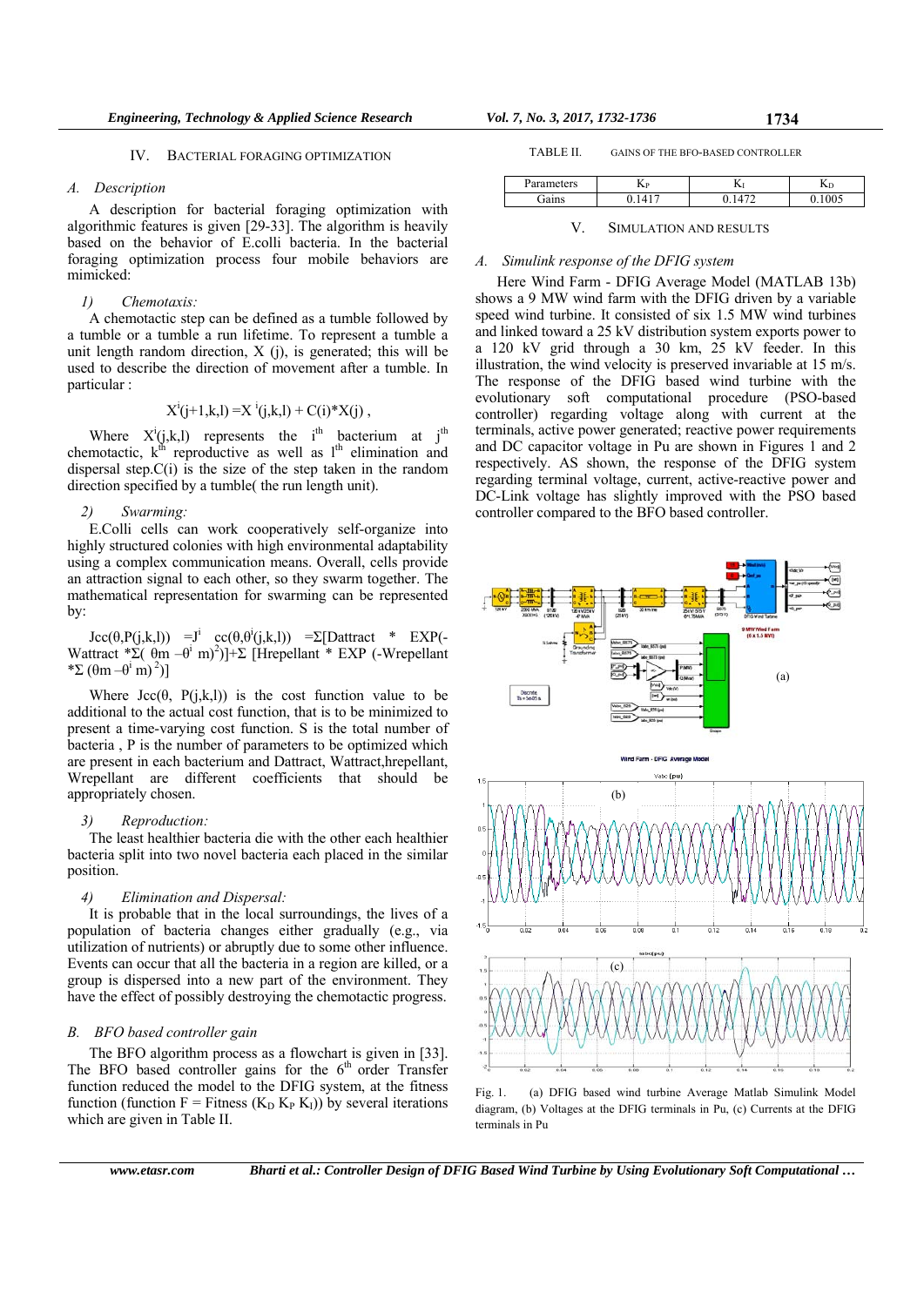## IV. BACTERIAL FORAGING OPTIMIZATION

### *A. Description*

A description for bacterial foraging optimization with algorithmic features is given [29-33]. The algorithm is heavily based on the behavior of E.colli bacteria. In the bacterial foraging optimization process four mobile behaviors are mimicked:

#### *1) Chemotaxis:*

A chemotactic step can be defined as a tumble followed by a tumble or a tumble a run lifetime. To represent a tumble a unit length random direction, X (j), is generated; this will be used to describe the direction of movement after a tumble. In particular :

$$X^i(j+1,k,l) = X^i(j,k,l) + C(i)*X(j),$$

Where $X^i(j,k,l)$ represents the $i^{th}$ bacterium at $j^{th}$ chemotactic, $k^{th}$ reproductive as well as $l^{th}$ elimination and dispersal step.C(i) is the size of the step taken in the random direction specified by a tumble( the run length unit).

#### *2) Swarming:*

E.Colli cells can work cooperatively self-organize into highly structured colonies with high environmental adaptability using a complex communication means. Overall, cells provide an attraction signal to each other, so they swarm together. The mathematical representation for swarming can be represented by:

$$Jcc(\theta,P(j,k,l)) = J^i\ cc(\theta,\theta^i(j,k,l)) = \Sigma[Dattract * EXP(-Wattract *\Sigma(\theta m - \theta^i m)^2)] + \Sigma\ [Hrepellant * EXP(-Wrepellant *\Sigma(\theta m - \theta^i m)^2)]$$

Where Jcc(θ, P(j,k,l)) is the cost function value to be additional to the actual cost function, that is to be minimized to present a time-varying cost function. S is the total number of bacteria , P is the number of parameters to be optimized which are present in each bacterium and Dattract, Wattract,hrepellant, Wrepellant are different coefficients that should be appropriately chosen.

#### *3) Reproduction:*

The least healthier bacteria die with the other each healthier bacteria split into two novel bacteria each placed in the similar position.

#### *4) Elimination and Dispersal:*

It is probable that in the local surroundings, the lives of a population of bacteria changes either gradually (e.g., via utilization of nutrients) or abruptly due to some other influence. Events can occur that all the bacteria in a region are killed, or a group is dispersed into a new part of the environment. They have the effect of possibly destroying the chemotactic progress.

### *B. BFO based controller gain*

The BFO algorithm process as a flowchart is given in [33]. The BFO based controller gains for the $6^{th}$ order Transfer function reduced the model to the DFIG system, at the fitness function (function F = Fitness ($K_D$ $K_P$ $K_I$)) by several iterations which are given in Table II.

TABLE II. GAINS OF THE BFO-BASED CONTROLLER

| Parameters | $K_P$ | $K_I$ | $K_D$ |
|---|---|---|---|
| Gains | 0.1417 | 0.1472 | 0.1005 |

## V. SIMULATION AND RESULTS

### *A. Simulink response of the DFIG system*

Here Wind Farm - DFIG Average Model (MATLAB 13b) shows a 9 MW wind farm with the DFIG driven by a variable speed wind turbine. It consisted of six 1.5 MW wind turbines and linked toward a 25 kV distribution system exports power to a 120 kV grid through a 30 km, 25 kV feeder. In this illustration, the wind velocity is preserved invariable at 15 m/s. The response of the DFIG based wind turbine with the evolutionary soft computational procedure (PSO-based controller) regarding voltage along with current at the terminals, active power generated; reactive power requirements and DC capacitor voltage in Pu are shown in Figures 1 and 2 respectively. AS shown, the response of the DFIG system regarding terminal voltage, current, active-reactive power and DC-Link voltage has slightly improved with the PSO based controller compared to the BFO based controller.

Fig. 1. (a) DFIG based wind turbine Average Matlab Simulink Model diagram, (b) Voltages at the DFIG terminals in Pu, (c) Currents at the DFIG terminals in Pu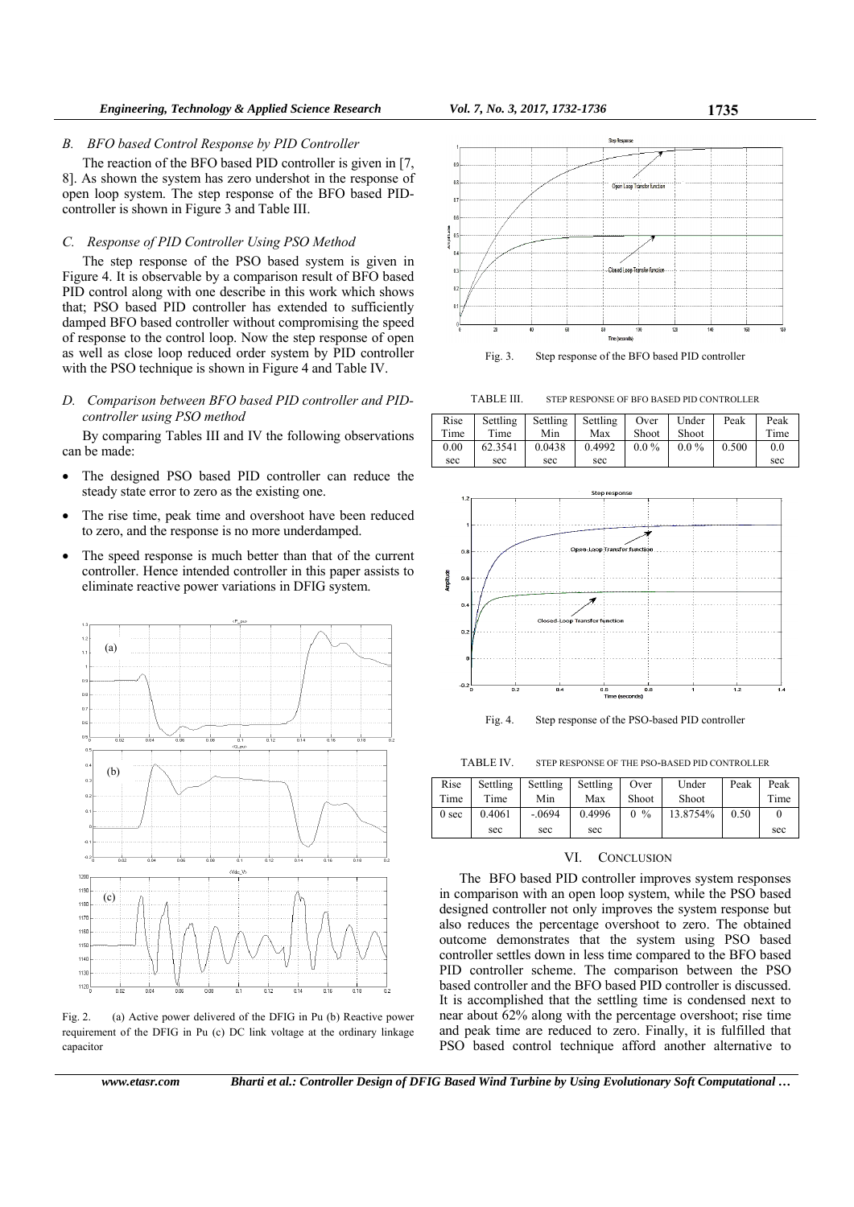### B. BFO based Control Response by PID Controller

The reaction of the BFO based PID controller is given in [7, 8]. As shown the system has zero undershoot in the response of open loop system. The step response of the BFO based PID-controller is shown in Figure 3 and Table III.

### C. Response of PID Controller Using PSO Method

The step response of the PSO based system is given in Figure 4. It is observable by a comparison result of BFO based PID control along with one describe in this work which shows that; PSO based PID controller has extended to sufficiently damped BFO based controller without compromising the speed of response to the control loop. Now the step response of open as well as close loop reduced order system by PID controller with the PSO technique is shown in Figure 4 and Table IV.

### D. Comparison between BFO based PID controller and PID-controller using PSO method

By comparing Tables III and IV the following observations can be made:

- The designed PSO based PID controller can reduce the steady state error to zero as the existing one.
- The rise time, peak time and overshoot have been reduced to zero, and the response is no more underdamped.
- The speed response is much better than that of the current controller. Hence intended controller in this paper assists to eliminate reactive power variations in DFIG system.

Fig. 2. (a) Active power delivered of the DFIG in Pu (b) Reactive power requirement of the DFIG in Pu (c) DC link voltage at the ordinary linkage capacitor

Fig. 3. Step response of the BFO based PID controller

TABLE III. STEP RESPONSE OF BFO BASED PID CONTROLLER

| Rise Time | Settling Time | Settling Min | Settling Max | Over Shoot | Under Shoot | Peak | Peak Time |
|---|---|---|---|---|---|---|---|
| 0.00 sec | 62.3541 sec | 0.0438 sec | 0.4992 sec | 0.0 % | 0.0 % | 0.500 | 0.0 sec |

Fig. 4. Step response of the PSO-based PID controller

TABLE IV. STEP RESPONSE OF THE PSO-BASED PID CONTROLLER

| Rise Time | Settling Time | Settling Min | Settling Max | Over Shoot | Under Shoot | Peak | Peak Time |
|---|---|---|---|---|---|---|---|
| 0 sec | 0.4061 sec | -.0694 sec | 0.4996 sec | 0 % | 13.8754% | 0.50 | 0 sec |

## VI. CONCLUSION

The BFO based PID controller improves system responses in comparison with an open loop system, while the PSO based designed controller not only improves the system response but also reduces the percentage overshoot to zero. The obtained outcome demonstrates that the system using PSO based controller settles down in less time compared to the BFO based PID controller scheme. The comparison between the PSO based controller and the BFO based PID controller is discussed. It is accomplished that the settling time is condensed next to near about 62% along with the percentage overshoot; rise time and peak time are reduced to zero. Finally, it is fulfilled that PSO based control technique afford another alternative to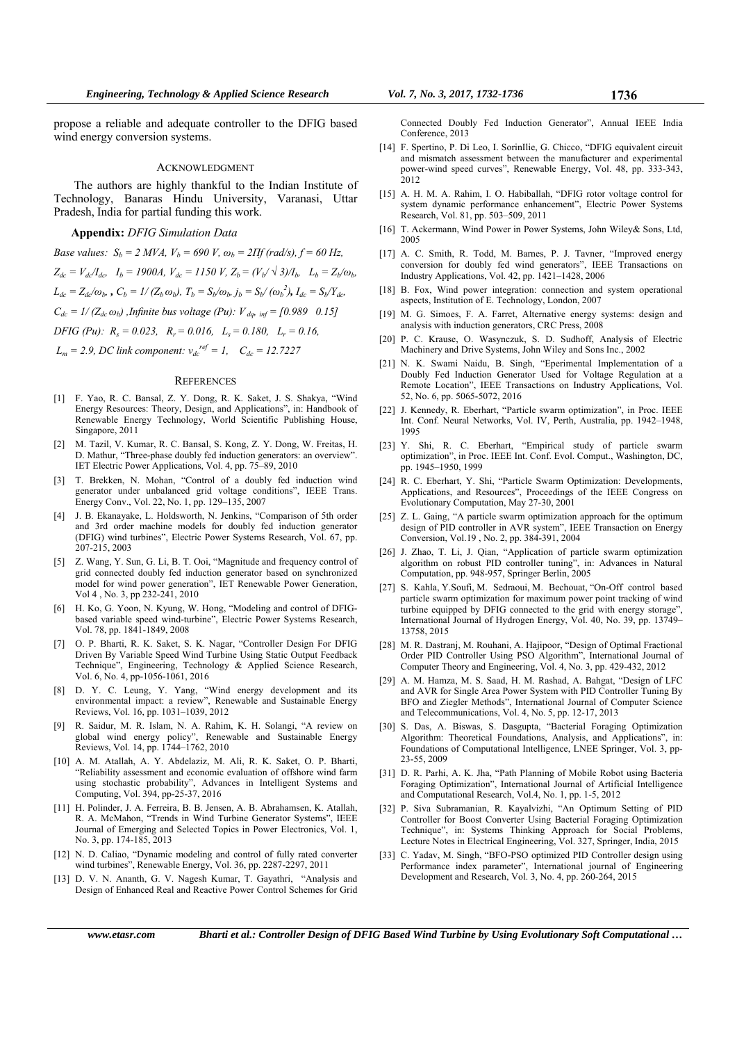propose a reliable and adequate controller to the DFIG based wind energy conversion systems.

## ACKNOWLEDGMENT

The authors are highly thankful to the Indian Institute of Technology, Banaras Hindu University, Varanasi, Uttar Pradesh, India for partial funding this work.

**Appendix:** *DFIG Simulation Data*

*Base values:* $S_b = 2$ MVA, $V_b = 690$ V, $\omega_b = 2\Pi f$ (rad/s), $f = 60$ Hz, $Z_{dc} = V_{dc}/I_{dc}$, $I_b = 1900A$, $V_{dc} = 1150$ V, $Z_b = (V_b/\sqrt{3})/I_b$, $L_b = Z_b/\omega_b$, $L_{dc} = Z_{dc}/\omega_b$, $C_b = 1/(Z_b\omega_b)$, $T_b = S_b/\omega_b$, $j_b = S_b/(\omega_b^2)$, $I_{dc} = S_b/Y_{dc}$, $C_{dc} = 1/(Z_{dc}\omega_b)$ ,*Infinite bus voltage (Pu):* $V_{dq,\ inf} = [0.989 \quad 0.15]$

*DFIG (Pu):* $R_s = 0.023$, $R_r = 0.016$, $L_s = 0.180$, $L_r = 0.16$, $L_m = 2.9$, *DC link component:* $v_{dc}^{ref} = 1$, $C_{dc} = 12.7227$

## REFERENCES

[1] F. Yao, R. C. Bansal, Z. Y. Dong, R. K. Saket, J. S. Shakya, "Wind Energy Resources: Theory, Design, and Applications", in: Handbook of Renewable Energy Technology, World Scientific Publishing House, Singapore, 2011

[2] M. Tazil, V. Kumar, R. C. Bansal, S. Kong, Z. Y. Dong, W. Freitas, H. D. Mathur, "Three-phase doubly fed induction generators: an overview". IET Electric Power Applications, Vol. 4, pp. 75–89, 2010

[3] T. Brekken, N. Mohan, "Control of a doubly fed induction wind generator under unbalanced grid voltage conditions", IEEE Trans. Energy Conv., Vol. 22, No. 1, pp. 129–135, 2007

[4] J. B. Ekanayake, L. Holdsworth, N. Jenkins, "Comparison of 5th order and 3rd order machine models for doubly fed induction generator (DFIG) wind turbines", Electric Power Systems Research, Vol. 67, pp. 207-215, 2003

[5] Z. Wang, Y. Sun, G. Li, B. T. Ooi, "Magnitude and frequency control of grid connected doubly fed induction generator based on synchronized model for wind power generation", IET Renewable Power Generation, Vol 4 , No. 3, pp 232-241, 2010

[6] H. Ko, G. Yoon, N. Kyung, W. Hong, "Modeling and control of DFIG-based variable speed wind-turbine", Electric Power Systems Research, Vol. 78, pp. 1841-1849, 2008

[7] O. P. Bharti, R. K. Saket, S. K. Nagar, "Controller Design For DFIG Driven By Variable Speed Wind Turbine Using Static Output Feedback Technique", Engineering, Technology & Applied Science Research, Vol. 6, No. 4, pp-1056-1061, 2016

[8] D. Y. C. Leung, Y. Yang, "Wind energy development and its environmental impact: a review", Renewable and Sustainable Energy Reviews, Vol. 16, pp. 1031–1039, 2012

[9] R. Saidur, M. R. Islam, N. A. Rahim, K. H. Solangi, "A review on global wind energy policy", Renewable and Sustainable Energy Reviews, Vol. 14, pp. 1744–1762, 2010

[10] A. M. Atallah, A. Y. Abdelaziz, M. Ali, R. K. Saket, O. P. Bharti, "Reliability assessment and economic evaluation of offshore wind farm using stochastic probability", Advances in Intelligent Systems and Computing, Vol. 394, pp-25-37, 2016

[11] H. Polinder, J. A. Ferreira, B. B. Jensen, A. B. Abrahamsen, K. Atallah, R. A. McMahon, "Trends in Wind Turbine Generator Systems", IEEE Journal of Emerging and Selected Topics in Power Electronics, Vol. 1, No. 3, pp. 174-185, 2013

[12] N. D. Caliao, "Dynamic modeling and control of fully rated converter wind turbines", Renewable Energy, Vol. 36, pp. 2287-2297, 2011

[13] D. V. N. Ananth, G. V. Nagesh Kumar, T. Gayathri, "Analysis and Design of Enhanced Real and Reactive Power Control Schemes for Grid Connected Doubly Fed Induction Generator", Annual IEEE India Conference, 2013

[14] F. Spertino, P. Di Leo, I. SorinIlie, G. Chicco, "DFIG equivalent circuit and mismatch assessment between the manufacturer and experimental power-wind speed curves", Renewable Energy, Vol. 48, pp. 333-343, 2012

[15] A. H. M. A. Rahim, I. O. Habiballah, "DFIG rotor voltage control for system dynamic performance enhancement", Electric Power Systems Research, Vol. 81, pp. 503–509, 2011

[16] T. Ackermann, Wind Power in Power Systems, John Wiley& Sons, Ltd, 2005

[17] A. C. Smith, R. Todd, M. Barnes, P. J. Tavner, "Improved energy conversion for doubly fed wind generators", IEEE Transactions on Industry Applications, Vol. 42, pp. 1421–1428, 2006

[18] B. Fox, Wind power integration: connection and system operational aspects, Institution of E. Technology, London, 2007

[19] M. G. Simoes, F. A. Farret, Alternative energy systems: design and analysis with induction generators, CRC Press, 2008

[20] P. C. Krause, O. Wasynczuk, S. D. Sudhoff, Analysis of Electric Machinery and Drive Systems, John Wiley and Sons Inc., 2002

[21] N. K. Swami Naidu, B. Singh, "Eperimental Implementation of a Doubly Fed Induction Generator Used for Voltage Regulation at a Remote Location", IEEE Transactions on Industry Applications, Vol. 52, No. 6, pp. 5065-5072, 2016

[22] J. Kennedy, R. Eberhart, "Particle swarm optimization", in Proc. IEEE Int. Conf. Neural Networks, Vol. IV, Perth, Australia, pp. 1942–1948, 1995

[23] Y. Shi, R. C. Eberhart, "Empirical study of particle swarm optimization", in Proc. IEEE Int. Conf. Evol. Comput., Washington, DC, pp. 1945–1950, 1999

[24] R. C. Eberhart, Y. Shi, "Particle Swarm Optimization: Developments, Applications, and Resources", Proceedings of the IEEE Congress on Evolutionary Computation, May 27-30, 2001

[25] Z. L. Gaing, "A particle swarm optimization approach for the optimum design of PID controller in AVR system", IEEE Transaction on Energy Conversion, Vol.19 , No. 2, pp. 384-391, 2004

[26] J. Zhao, T. Li, J. Qian, "Application of particle swarm optimization algorithm on robust PID controller tuning", in: Advances in Natural Computation, pp. 948-957, Springer Berlin, 2005

[27] S. Kahla, Y.Soufi, M. Sedraoui, M. Bechouat, "On-Off control based particle swarm optimization for maximum power point tracking of wind turbine equipped by DFIG connected to the grid with energy storage", International Journal of Hydrogen Energy, Vol. 40, No. 39, pp. 13749–13758, 2015

[28] M. R. Dastranj, M. Rouhani, A. Hajipoor, "Design of Optimal Fractional Order PID Controller Using PSO Algorithm", International Journal of Computer Theory and Engineering, Vol. 4, No. 3, pp. 429-432, 2012

[29] A. M. Hamza, M. S. Saad, H. M. Rashad, A. Bahgat, "Design of LFC and AVR for Single Area Power System with PID Controller Tuning By BFO and Ziegler Methods", International Journal of Computer Science and Telecommunications, Vol. 4, No. 5, pp. 12-17, 2013

[30] S. Das, A. Biswas, S. Dasgupta, "Bacterial Foraging Optimization Algorithm: Theoretical Foundations, Analysis, and Applications", in: Foundations of Computational Intelligence, LNEE Springer, Vol. 3, pp-23-55, 2009

[31] D. R. Parhi, A. K. Jha, "Path Planning of Mobile Robot using Bacteria Foraging Optimization", International Journal of Artificial Intelligence and Computational Research, Vol.4, No. 1, pp. 1-5, 2012

[32] P. Siva Subramanian, R. Kayalvizhi, "An Optimum Setting of PID Controller for Boost Converter Using Bacterial Foraging Optimization Technique", in: Systems Thinking Approach for Social Problems, Lecture Notes in Electrical Engineering, Vol. 327, Springer, India, 2015

[33] C. Yadav, M. Singh, "BFO-PSO optimized PID Controller design using Performance index parameter", International journal of Engineering Development and Research, Vol. 3, No. 4, pp. 260-264, 2015